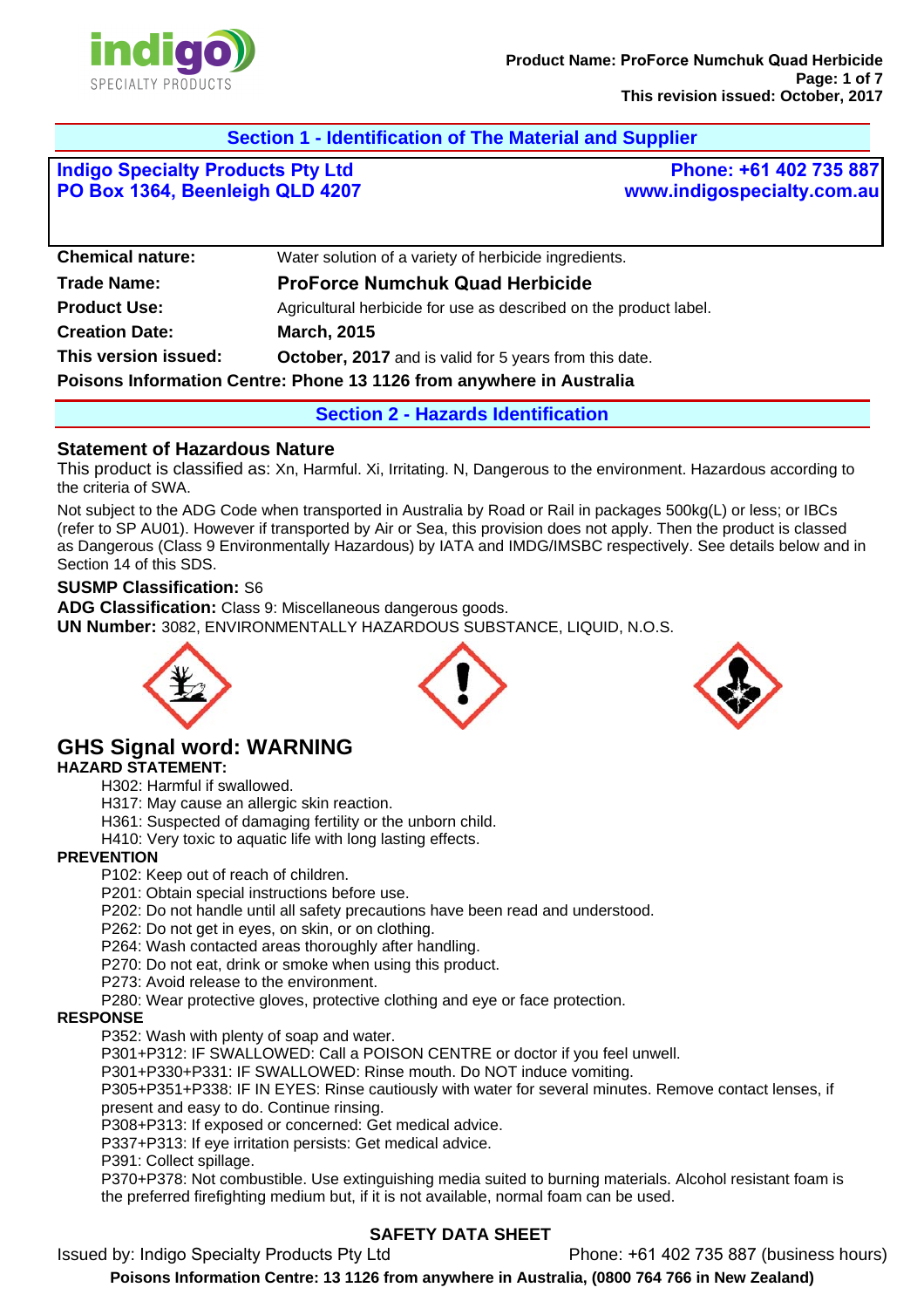## Section 1 - Identification of The Material and Supplier

**Indigo Specialty Products Pty Ltd**
**PO Box 1364, Beenleigh QLD 4207**

**Phone: +61 402 735 887**
**www.indigospecialty.com.au**

| | |
|---|---|
| **Chemical nature:** | Water solution of a variety of herbicide ingredients. |
| **Trade Name:** | **ProForce Numchuk Quad Herbicide** |
| **Product Use:** | Agricultural herbicide for use as described on the product label. |
| **Creation Date:** | **March, 2015** |
| **This version issued:** | **October, 2017** and is valid for 5 years from this date. |

**Poisons Information Centre: Phone 13 1126 from anywhere in Australia**

## Section 2 - Hazards Identification

### Statement of Hazardous Nature

This product is classified as: Xn, Harmful. Xi, Irritating. N, Dangerous to the environment. Hazardous according to the criteria of SWA.

Not subject to the ADG Code when transported in Australia by Road or Rail in packages 500kg(L) or less; or IBCs (refer to SP AU01). However if transported by Air or Sea, this provision does not apply. Then the product is classed as Dangerous (Class 9 Environmentally Hazardous) by IATA and IMDG/IMSBC respectively. See details below and in Section 14 of this SDS.

**SUSMP Classification:** S6
**ADG Classification:** Class 9: Miscellaneous dangerous goods.
**UN Number:** 3082, ENVIRONMENTALLY HAZARDOUS SUBSTANCE, LIQUID, N.O.S.

### GHS Signal word: WARNING

**HAZARD STATEMENT:**

H302: Harmful if swallowed.
H317: May cause an allergic skin reaction.
H361: Suspected of damaging fertility or the unborn child.
H410: Very toxic to aquatic life with long lasting effects.

**PREVENTION**

P102: Keep out of reach of children.
P201: Obtain special instructions before use.
P202: Do not handle until all safety precautions have been read and understood.
P262: Do not get in eyes, on skin, or on clothing.
P264: Wash contacted areas thoroughly after handling.
P270: Do not eat, drink or smoke when using this product.
P273: Avoid release to the environment.
P280: Wear protective gloves, protective clothing and eye or face protection.

**RESPONSE**

P352: Wash with plenty of soap and water.
P301+P312: IF SWALLOWED: Call a POISON CENTRE or doctor if you feel unwell.
P301+P330+P331: IF SWALLOWED: Rinse mouth. Do NOT induce vomiting.
P305+P351+P338: IF IN EYES: Rinse cautiously with water for several minutes. Remove contact lenses, if present and easy to do. Continue rinsing.
P308+P313: If exposed or concerned: Get medical advice.
P337+P313: If eye irritation persists: Get medical advice.
P391: Collect spillage.
P370+P378: Not combustible. Use extinguishing media suited to burning materials. Alcohol resistant foam is the preferred firefighting medium but, if it is not available, normal foam can be used.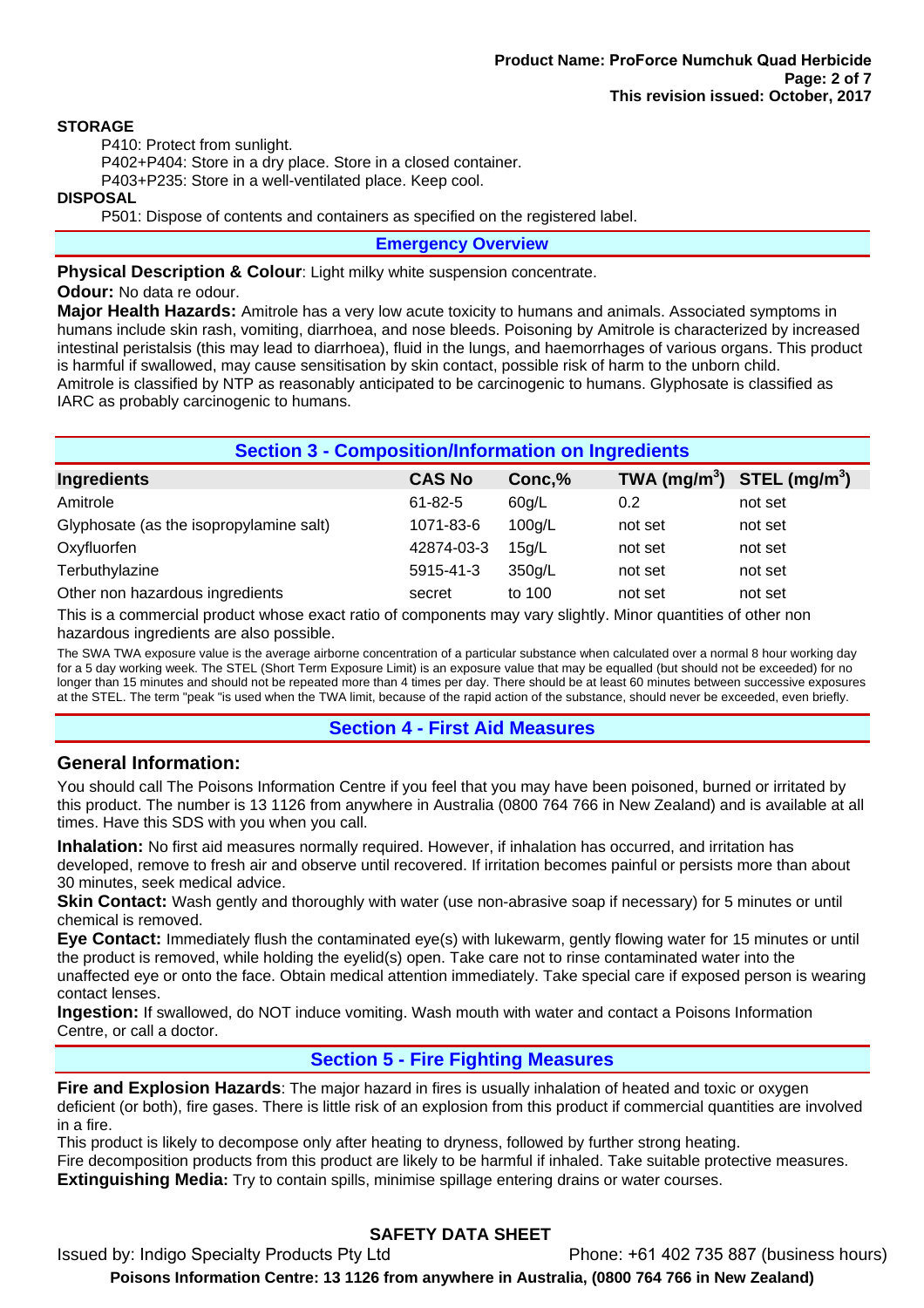**STORAGE**

P410: Protect from sunlight.
P402+P404: Store in a dry place. Store in a closed container.
P403+P235: Store in a well-ventilated place. Keep cool.

**DISPOSAL**

P501: Dispose of contents and containers as specified on the registered label.

## Emergency Overview

**Physical Description & Colour**: Light milky white suspension concentrate.

**Odour:** No data re odour.

**Major Health Hazards:** Amitrole has a very low acute toxicity to humans and animals. Associated symptoms in humans include skin rash, vomiting, diarrhoea, and nose bleeds. Poisoning by Amitrole is characterized by increased intestinal peristalsis (this may lead to diarrhoea), fluid in the lungs, and haemorrhages of various organs. This product is harmful if swallowed, may cause sensitisation by skin contact, possible risk of harm to the unborn child. Amitrole is classified by NTP as reasonably anticipated to be carcinogenic to humans. Glyphosate is classified as IARC as probably carcinogenic to humans.

## Section 3 - Composition/Information on Ingredients

| Ingredients | CAS No | Conc,% | TWA (mg/m$^3$) | STEL (mg/m$^3$) |
|---|---|---|---|---|
| Amitrole | 61-82-5 | 60g/L | 0.2 | not set |
| Glyphosate (as the isopropylamine salt) | 1071-83-6 | 100g/L | not set | not set |
| Oxyfluorfen | 42874-03-3 | 15g/L | not set | not set |
| Terbuthylazine | 5915-41-3 | 350g/L | not set | not set |
| Other non hazardous ingredients | secret | to 100 | not set | not set |

This is a commercial product whose exact ratio of components may vary slightly. Minor quantities of other non hazardous ingredients are also possible.

The SWA TWA exposure value is the average airborne concentration of a particular substance when calculated over a normal 8 hour working day for a 5 day working week. The STEL (Short Term Exposure Limit) is an exposure value that may be equalled (but should not be exceeded) for no longer than 15 minutes and should not be repeated more than 4 times per day. There should be at least 60 minutes between successive exposures at the STEL. The term "peak "is used when the TWA limit, because of the rapid action of the substance, should never be exceeded, even briefly.

## Section 4 - First Aid Measures

### General Information:

You should call The Poisons Information Centre if you feel that you may have been poisoned, burned or irritated by this product. The number is 13 1126 from anywhere in Australia (0800 764 766 in New Zealand) and is available at all times. Have this SDS with you when you call.

**Inhalation:** No first aid measures normally required. However, if inhalation has occurred, and irritation has developed, remove to fresh air and observe until recovered. If irritation becomes painful or persists more than about 30 minutes, seek medical advice.

**Skin Contact:** Wash gently and thoroughly with water (use non-abrasive soap if necessary) for 5 minutes or until chemical is removed.

**Eye Contact:** Immediately flush the contaminated eye(s) with lukewarm, gently flowing water for 15 minutes or until the product is removed, while holding the eyelid(s) open. Take care not to rinse contaminated water into the unaffected eye or onto the face. Obtain medical attention immediately. Take special care if exposed person is wearing contact lenses.

**Ingestion:** If swallowed, do NOT induce vomiting. Wash mouth with water and contact a Poisons Information Centre, or call a doctor.

## Section 5 - Fire Fighting Measures

**Fire and Explosion Hazards**: The major hazard in fires is usually inhalation of heated and toxic or oxygen deficient (or both), fire gases. There is little risk of an explosion from this product if commercial quantities are involved in a fire.

This product is likely to decompose only after heating to dryness, followed by further strong heating.

Fire decomposition products from this product are likely to be harmful if inhaled. Take suitable protective measures.

**Extinguishing Media:** Try to contain spills, minimise spillage entering drains or water courses.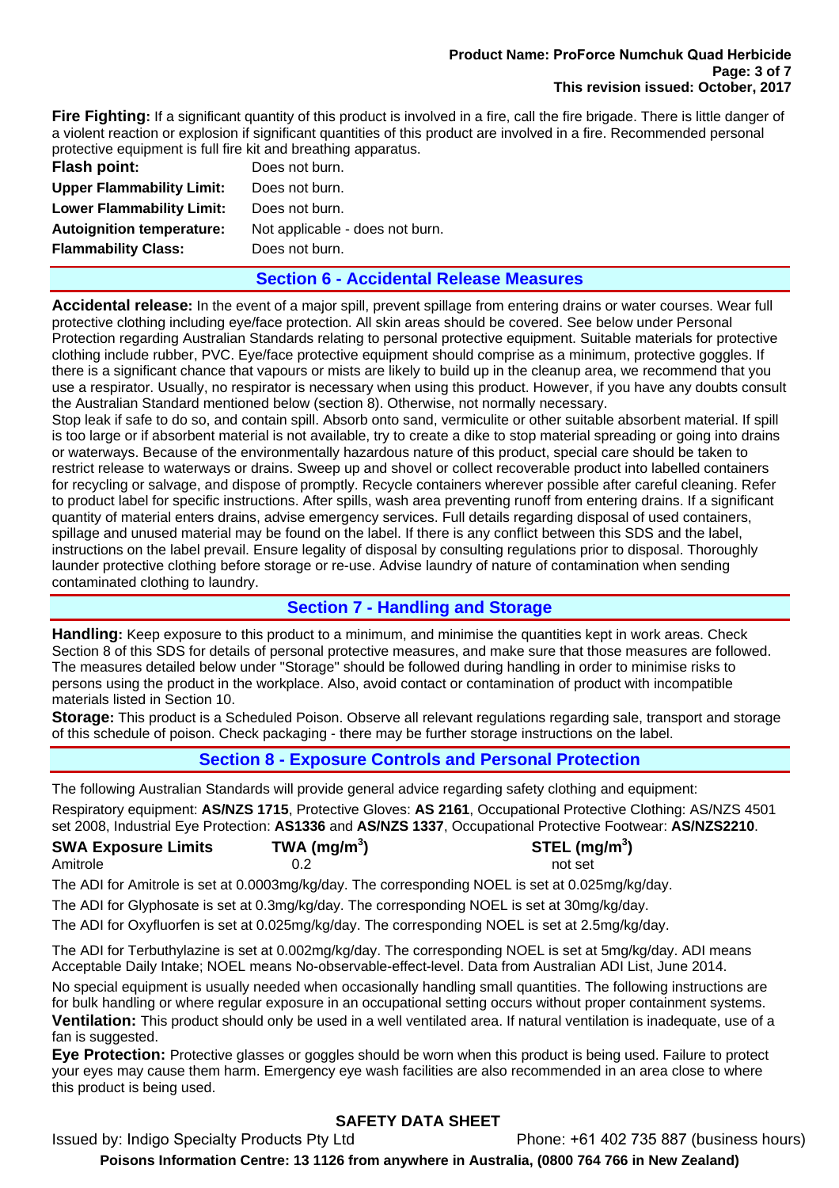**Fire Fighting:** If a significant quantity of this product is involved in a fire, call the fire brigade. There is little danger of a violent reaction or explosion if significant quantities of this product are involved in a fire. Recommended personal protective equipment is full fire kit and breathing apparatus.

| | |
|---|---|
| **Flash point:** | Does not burn. |
| **Upper Flammability Limit:** | Does not burn. |
| **Lower Flammability Limit:** | Does not burn. |
| **Autoignition temperature:** | Not applicable - does not burn. |
| **Flammability Class:** | Does not burn. |

## Section 6 - Accidental Release Measures

**Accidental release:** In the event of a major spill, prevent spillage from entering drains or water courses. Wear full protective clothing including eye/face protection. All skin areas should be covered. See below under Personal Protection regarding Australian Standards relating to personal protective equipment. Suitable materials for protective clothing include rubber, PVC. Eye/face protective equipment should comprise as a minimum, protective goggles. If there is a significant chance that vapours or mists are likely to build up in the cleanup area, we recommend that you use a respirator. Usually, no respirator is necessary when using this product. However, if you have any doubts consult the Australian Standard mentioned below (section 8). Otherwise, not normally necessary.
Stop leak if safe to do so, and contain spill. Absorb onto sand, vermiculite or other suitable absorbent material. If spill is too large or if absorbent material is not available, try to create a dike to stop material spreading or going into drains or waterways. Because of the environmentally hazardous nature of this product, special care should be taken to restrict release to waterways or drains. Sweep up and shovel or collect recoverable product into labelled containers for recycling or salvage, and dispose of promptly. Recycle containers wherever possible after careful cleaning. Refer to product label for specific instructions. After spills, wash area preventing runoff from entering drains. If a significant quantity of material enters drains, advise emergency services. Full details regarding disposal of used containers, spillage and unused material may be found on the label. If there is any conflict between this SDS and the label, instructions on the label prevail. Ensure legality of disposal by consulting regulations prior to disposal. Thoroughly launder protective clothing before storage or re-use. Advise laundry of nature of contamination when sending contaminated clothing to laundry.

## Section 7 - Handling and Storage

**Handling:** Keep exposure to this product to a minimum, and minimise the quantities kept in work areas. Check Section 8 of this SDS for details of personal protective measures, and make sure that those measures are followed. The measures detailed below under "Storage" should be followed during handling in order to minimise risks to persons using the product in the workplace. Also, avoid contact or contamination of product with incompatible materials listed in Section 10.

**Storage:** This product is a Scheduled Poison. Observe all relevant regulations regarding sale, transport and storage of this schedule of poison. Check packaging - there may be further storage instructions on the label.

## Section 8 - Exposure Controls and Personal Protection

The following Australian Standards will provide general advice regarding safety clothing and equipment:

Respiratory equipment: **AS/NZS 1715**, Protective Gloves: **AS 2161**, Occupational Protective Clothing: AS/NZS 4501 set 2008, Industrial Eye Protection: **AS1336** and **AS/NZS 1337**, Occupational Protective Footwear: **AS/NZS2210**.

| SWA Exposure Limits | TWA ($mg/m^3$) | STEL ($mg/m^3$) |
|---|---|---|
| Amitrole | 0.2 | not set |

The ADI for Amitrole is set at 0.0003mg/kg/day. The corresponding NOEL is set at 0.025mg/kg/day.

The ADI for Glyphosate is set at 0.3mg/kg/day. The corresponding NOEL is set at 30mg/kg/day.

The ADI for Oxyfluorfen is set at 0.025mg/kg/day. The corresponding NOEL is set at 2.5mg/kg/day.

The ADI for Terbuthylazine is set at 0.002mg/kg/day. The corresponding NOEL is set at 5mg/kg/day. ADI means Acceptable Daily Intake; NOEL means No-observable-effect-level. Data from Australian ADI List, June 2014.

No special equipment is usually needed when occasionally handling small quantities. The following instructions are for bulk handling or where regular exposure in an occupational setting occurs without proper containment systems.

**Ventilation:** This product should only be used in a well ventilated area. If natural ventilation is inadequate, use of a fan is suggested.

**Eye Protection:** Protective glasses or goggles should be worn when this product is being used. Failure to protect your eyes may cause them harm. Emergency eye wash facilities are also recommended in an area close to where this product is being used.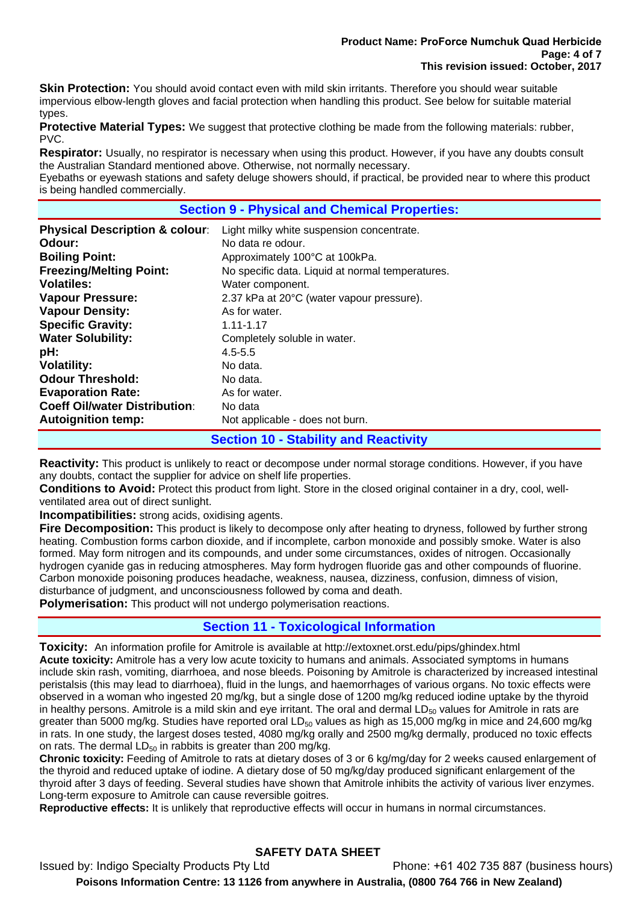**Skin Protection:** You should avoid contact even with mild skin irritants. Therefore you should wear suitable impervious elbow-length gloves and facial protection when handling this product. See below for suitable material types.

**Protective Material Types:** We suggest that protective clothing be made from the following materials: rubber, PVC.

**Respirator:** Usually, no respirator is necessary when using this product. However, if you have any doubts consult the Australian Standard mentioned above. Otherwise, not normally necessary.

Eyebaths or eyewash stations and safety deluge showers should, if practical, be provided near to where this product is being handled commercially.

## Section 9 - Physical and Chemical Properties:

| | |
|---|---|
| **Physical Description & colour**: | Light milky white suspension concentrate. |
| **Odour:** | No data re odour. |
| **Boiling Point:** | Approximately 100°C at 100kPa. |
| **Freezing/Melting Point:** | No specific data. Liquid at normal temperatures. |
| **Volatiles:** | Water component. |
| **Vapour Pressure:** | 2.37 kPa at 20°C (water vapour pressure). |
| **Vapour Density:** | As for water. |
| **Specific Gravity:** | 1.11-1.17 |
| **Water Solubility:** | Completely soluble in water. |
| **pH:** | 4.5-5.5 |
| **Volatility:** | No data. |
| **Odour Threshold:** | No data. |
| **Evaporation Rate:** | As for water. |
| **Coeff Oil/water Distribution**: | No data |
| **Autoignition temp:** | Not applicable - does not burn. |

## Section 10 - Stability and Reactivity

**Reactivity:** This product is unlikely to react or decompose under normal storage conditions. However, if you have any doubts, contact the supplier for advice on shelf life properties.

**Conditions to Avoid:** Protect this product from light. Store in the closed original container in a dry, cool, well-ventilated area out of direct sunlight.

**Incompatibilities:** strong acids, oxidising agents.

**Fire Decomposition:** This product is likely to decompose only after heating to dryness, followed by further strong heating. Combustion forms carbon dioxide, and if incomplete, carbon monoxide and possibly smoke. Water is also formed. May form nitrogen and its compounds, and under some circumstances, oxides of nitrogen. Occasionally hydrogen cyanide gas in reducing atmospheres. May form hydrogen fluoride gas and other compounds of fluorine. Carbon monoxide poisoning produces headache, weakness, nausea, dizziness, confusion, dimness of vision, disturbance of judgment, and unconsciousness followed by coma and death.

**Polymerisation:** This product will not undergo polymerisation reactions.

## Section 11 - Toxicological Information

**Toxicity:** An information profile for Amitrole is available at http://extoxnet.orst.edu/pips/ghindex.html

**Acute toxicity:** Amitrole has a very low acute toxicity to humans and animals. Associated symptoms in humans include skin rash, vomiting, diarrhoea, and nose bleeds. Poisoning by Amitrole is characterized by increased intestinal peristalsis (this may lead to diarrhoea), fluid in the lungs, and haemorrhages of various organs. No toxic effects were observed in a woman who ingested 20 mg/kg, but a single dose of 1200 mg/kg reduced iodine uptake by the thyroid in healthy persons. Amitrole is a mild skin and eye irritant. The oral and dermal $LD_{50}$ values for Amitrole in rats are greater than 5000 mg/kg. Studies have reported oral $LD_{50}$ values as high as 15,000 mg/kg in mice and 24,600 mg/kg in rats. In one study, the largest doses tested, 4080 mg/kg orally and 2500 mg/kg dermally, produced no toxic effects on rats. The dermal $LD_{50}$ in rabbits is greater than 200 mg/kg.

**Chronic toxicity:** Feeding of Amitrole to rats at dietary doses of 3 or 6 kg/mg/day for 2 weeks caused enlargement of the thyroid and reduced uptake of iodine. A dietary dose of 50 mg/kg/day produced significant enlargement of the thyroid after 3 days of feeding. Several studies have shown that Amitrole inhibits the activity of various liver enzymes. Long-term exposure to Amitrole can cause reversible goitres.

**Reproductive effects:** It is unlikely that reproductive effects will occur in humans in normal circumstances.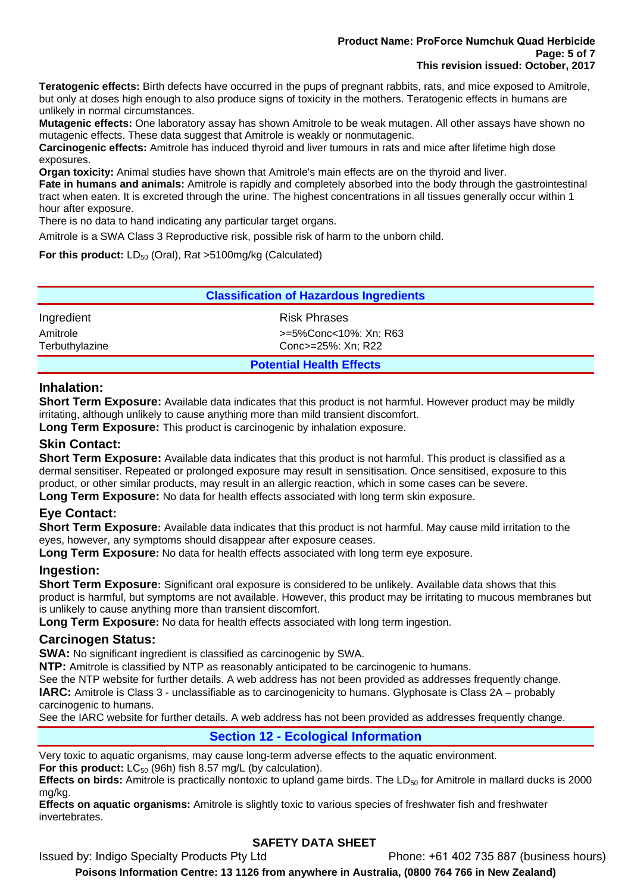**Teratogenic effects:** Birth defects have occurred in the pups of pregnant rabbits, rats, and mice exposed to Amitrole, but only at doses high enough to also produce signs of toxicity in the mothers. Teratogenic effects in humans are unlikely in normal circumstances.
**Mutagenic effects:** One laboratory assay has shown Amitrole to be weak mutagen. All other assays have shown no mutagenic effects. These data suggest that Amitrole is weakly or nonmutagenic.
**Carcinogenic effects:** Amitrole has induced thyroid and liver tumours in rats and mice after lifetime high dose exposures.
**Organ toxicity:** Animal studies have shown that Amitrole's main effects are on the thyroid and liver.
**Fate in humans and animals:** Amitrole is rapidly and completely absorbed into the body through the gastrointestinal tract when eaten. It is excreted through the urine. The highest concentrations in all tissues generally occur within 1 hour after exposure.
There is no data to hand indicating any particular target organs.

Amitrole is a SWA Class 3 Reproductive risk, possible risk of harm to the unborn child.

**For this product:** $LD_{50}$ (Oral), Rat >5100mg/kg (Calculated)

## Classification of Hazardous Ingredients

| Ingredient | Risk Phrases |
|---|---|
| Amitrole | >=5%Conc<10%: Xn; R63 |
| Terbuthylazine | Conc>=25%: Xn; R22 |

## Potential Health Effects

### Inhalation:

**Short Term Exposure:** Available data indicates that this product is not harmful. However product may be mildly irritating, although unlikely to cause anything more than mild transient discomfort.
**Long Term Exposure:** This product is carcinogenic by inhalation exposure.

### Skin Contact:

**Short Term Exposure:** Available data indicates that this product is not harmful. This product is classified as a dermal sensitiser. Repeated or prolonged exposure may result in sensitisation. Once sensitised, exposure to this product, or other similar products, may result in an allergic reaction, which in some cases can be severe.
**Long Term Exposure:** No data for health effects associated with long term skin exposure.

### Eye Contact:

**Short Term Exposure:** Available data indicates that this product is not harmful. May cause mild irritation to the eyes, however, any symptoms should disappear after exposure ceases.
**Long Term Exposure:** No data for health effects associated with long term eye exposure.

### Ingestion:

**Short Term Exposure:** Significant oral exposure is considered to be unlikely. Available data shows that this product is harmful, but symptoms are not available. However, this product may be irritating to mucous membranes but is unlikely to cause anything more than transient discomfort.
**Long Term Exposure:** No data for health effects associated with long term ingestion.

### Carcinogen Status:

**SWA:** No significant ingredient is classified as carcinogenic by SWA.
**NTP:** Amitrole is classified by NTP as reasonably anticipated to be carcinogenic to humans.
See the NTP website for further details. A web address has not been provided as addresses frequently change.
**IARC:** Amitrole is Class 3 - unclassifiable as to carcinogenicity to humans. Glyphosate is Class 2A – probably carcinogenic to humans.
See the IARC website for further details. A web address has not been provided as addresses frequently change.

## Section 12 - Ecological Information

Very toxic to aquatic organisms, may cause long-term adverse effects to the aquatic environment.
**For this product:** $LC_{50}$ (96h) fish 8.57 mg/L (by calculation).
**Effects on birds:** Amitrole is practically nontoxic to upland game birds. The $LD_{50}$ for Amitrole in mallard ducks is 2000 mg/kg.
**Effects on aquatic organisms:** Amitrole is slightly toxic to various species of freshwater fish and freshwater invertebrates.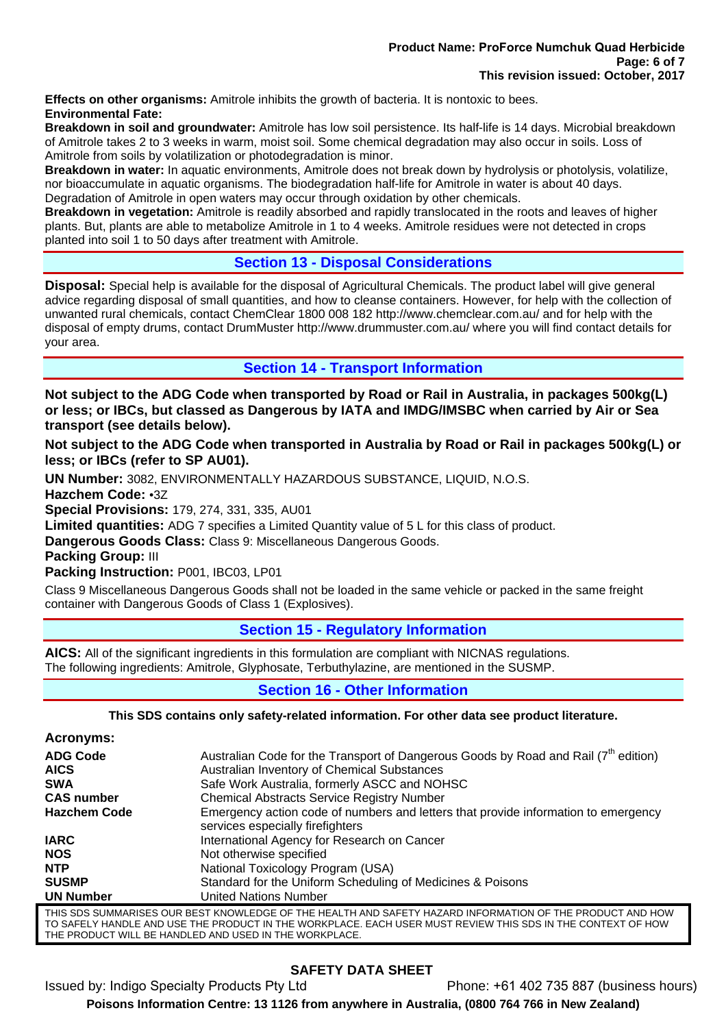**Effects on other organisms:** Amitrole inhibits the growth of bacteria. It is nontoxic to bees.

**Environmental Fate:**

**Breakdown in soil and groundwater:** Amitrole has low soil persistence. Its half-life is 14 days. Microbial breakdown of Amitrole takes 2 to 3 weeks in warm, moist soil. Some chemical degradation may also occur in soils. Loss of Amitrole from soils by volatilization or photodegradation is minor.

**Breakdown in water:** In aquatic environments, Amitrole does not break down by hydrolysis or photolysis, volatilize, nor bioaccumulate in aquatic organisms. The biodegradation half-life for Amitrole in water is about 40 days. Degradation of Amitrole in open waters may occur through oxidation by other chemicals.

**Breakdown in vegetation:** Amitrole is readily absorbed and rapidly translocated in the roots and leaves of higher plants. But, plants are able to metabolize Amitrole in 1 to 4 weeks. Amitrole residues were not detected in crops planted into soil 1 to 50 days after treatment with Amitrole.

## Section 13 - Disposal Considerations

**Disposal:** Special help is available for the disposal of Agricultural Chemicals. The product label will give general advice regarding disposal of small quantities, and how to cleanse containers. However, for help with the collection of unwanted rural chemicals, contact ChemClear 1800 008 182 http://www.chemclear.com.au/ and for help with the disposal of empty drums, contact DrumMuster http://www.drummuster.com.au/ where you will find contact details for your area.

## Section 14 - Transport Information

**Not subject to the ADG Code when transported by Road or Rail in Australia, in packages 500kg(L) or less; or IBCs, but classed as Dangerous by IATA and IMDG/IMSBC when carried by Air or Sea transport (see details below).**

**Not subject to the ADG Code when transported in Australia by Road or Rail in packages 500kg(L) or less; or IBCs (refer to SP AU01).**

**UN Number:** 3082, ENVIRONMENTALLY HAZARDOUS SUBSTANCE, LIQUID, N.O.S.

**Hazchem Code:** •3Z

**Special Provisions:** 179, 274, 331, 335, AU01

**Limited quantities:** ADG 7 specifies a Limited Quantity value of 5 L for this class of product.

**Dangerous Goods Class:** Class 9: Miscellaneous Dangerous Goods.

**Packing Group:** III

**Packing Instruction:** P001, IBC03, LP01

Class 9 Miscellaneous Dangerous Goods shall not be loaded in the same vehicle or packed in the same freight container with Dangerous Goods of Class 1 (Explosives).

## Section 15 - Regulatory Information

**AICS:** All of the significant ingredients in this formulation are compliant with NICNAS regulations.
The following ingredients: Amitrole, Glyphosate, Terbuthylazine, are mentioned in the SUSMP.

## Section 16 - Other Information

**This SDS contains only safety-related information. For other data see product literature.**

**Acronyms:**

| | |
|---|---|
| **ADG Code** | Australian Code for the Transport of Dangerous Goods by Road and Rail (7th edition) |
| **AICS** | Australian Inventory of Chemical Substances |
| **SWA** | Safe Work Australia, formerly ASCC and NOHSC |
| **CAS number** | Chemical Abstracts Service Registry Number |
| **Hazchem Code** | Emergency action code of numbers and letters that provide information to emergency services especially firefighters |
| **IARC** | International Agency for Research on Cancer |
| **NOS** | Not otherwise specified |
| **NTP** | National Toxicology Program (USA) |
| **SUSMP** | Standard for the Uniform Scheduling of Medicines & Poisons |
| **UN Number** | United Nations Number |

THIS SDS SUMMARISES OUR BEST KNOWLEDGE OF THE HEALTH AND SAFETY HAZARD INFORMATION OF THE PRODUCT AND HOW TO SAFELY HANDLE AND USE THE PRODUCT IN THE WORKPLACE. EACH USER MUST REVIEW THIS SDS IN THE CONTEXT OF HOW THE PRODUCT WILL BE HANDLED AND USED IN THE WORKPLACE.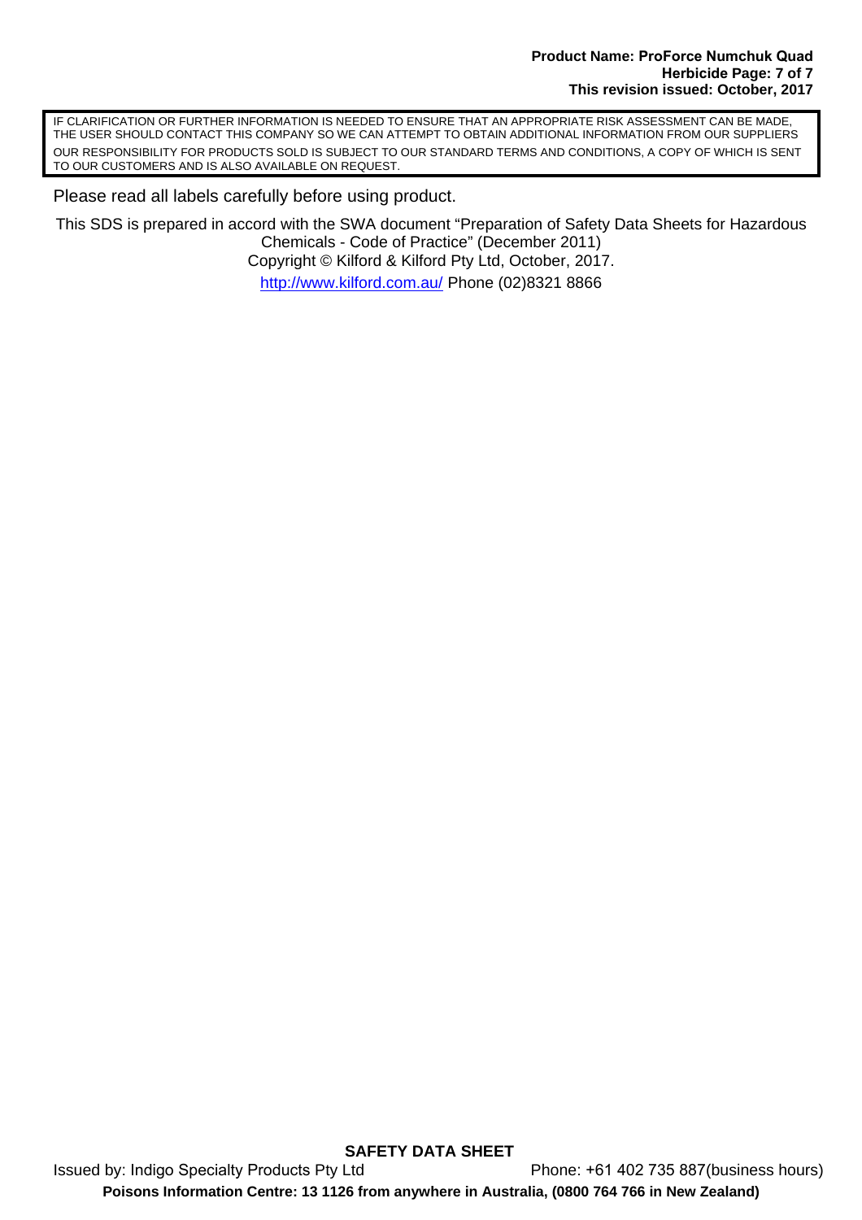IF CLARIFICATION OR FURTHER INFORMATION IS NEEDED TO ENSURE THAT AN APPROPRIATE RISK ASSESSMENT CAN BE MADE, THE USER SHOULD CONTACT THIS COMPANY SO WE CAN ATTEMPT TO OBTAIN ADDITIONAL INFORMATION FROM OUR SUPPLIERS

OUR RESPONSIBILITY FOR PRODUCTS SOLD IS SUBJECT TO OUR STANDARD TERMS AND CONDITIONS, A COPY OF WHICH IS SENT TO OUR CUSTOMERS AND IS ALSO AVAILABLE ON REQUEST.

Please read all labels carefully before using product.

This SDS is prepared in accord with the SWA document "Preparation of Safety Data Sheets for Hazardous Chemicals - Code of Practice" (December 2011)
Copyright © Kilford & Kilford Pty Ltd, October, 2017.
http://www.kilford.com.au/ Phone (02)8321 8866